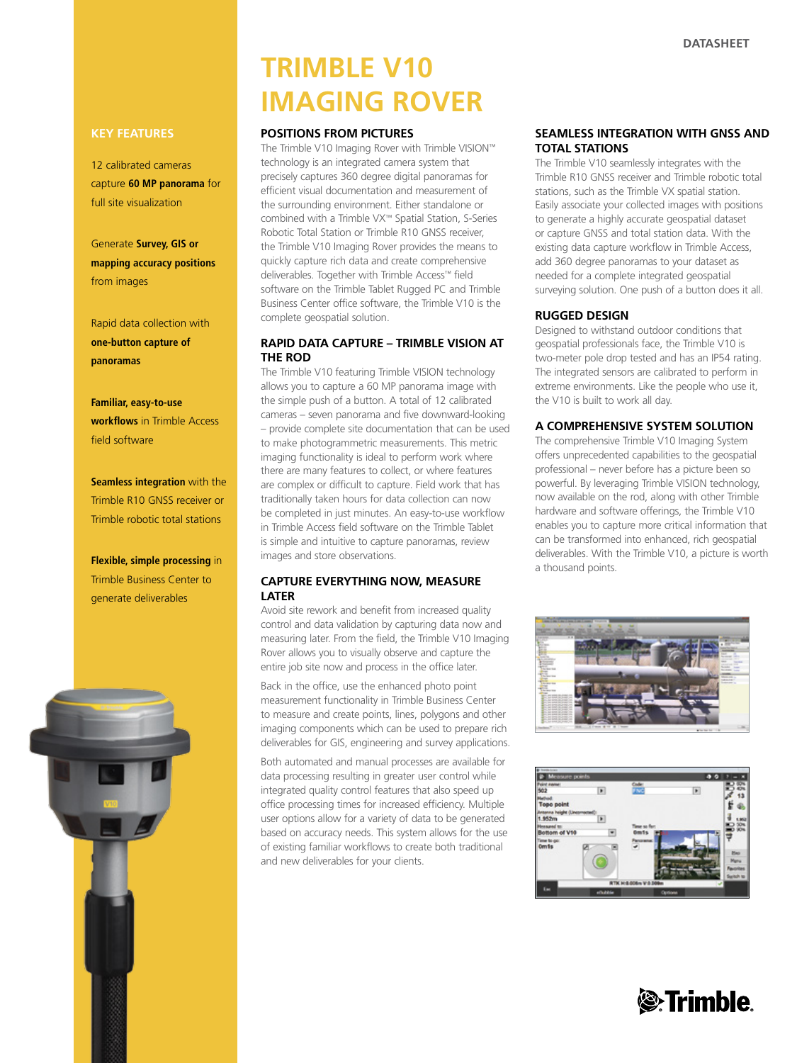DATASHEET

# TRIMBLE V10 IMAGING ROVER

## KEY FEATURES

12 calibrated cameras capture **60 MP panorama** for full site visualization

Generate **Survey, GIS or mapping accuracy positions** from images

Rapid data collection with **one-button capture of panoramas**

**Familiar, easy-to-use workflows** in Trimble Access field software

**Seamless integration** with the Trimble R10 GNSS receiver or Trimble robotic total stations

**Flexible, simple processing** in Trimble Business Center to generate deliverables

## POSITIONS FROM PICTURES

The Trimble V10 Imaging Rover with Trimble VISION™ technology is an integrated camera system that precisely captures 360 degree digital panoramas for efficient visual documentation and measurement of the surrounding environment. Either standalone or combined with a Trimble VX™ Spatial Station, S-Series Robotic Total Station or Trimble R10 GNSS receiver, the Trimble V10 Imaging Rover provides the means to quickly capture rich data and create comprehensive deliverables. Together with Trimble Access™ field software on the Trimble Tablet Rugged PC and Trimble Business Center office software, the Trimble V10 is the complete geospatial solution.

## RAPID DATA CAPTURE – TRIMBLE VISION AT THE ROD

The Trimble V10 featuring Trimble VISION technology allows you to capture a 60 MP panorama image with the simple push of a button. A total of 12 calibrated cameras – seven panorama and five downward-looking – provide complete site documentation that can be used to make photogrammetric measurements. This metric imaging functionality is ideal to perform work where there are many features to collect, or where features are complex or difficult to capture. Field work that has traditionally taken hours for data collection can now be completed in just minutes. An easy-to-use workflow in Trimble Access field software on the Trimble Tablet is simple and intuitive to capture panoramas, review images and store observations.

## CAPTURE EVERYTHING NOW, MEASURE LATER

Avoid site rework and benefit from increased quality control and data validation by capturing data now and measuring later. From the field, the Trimble V10 Imaging Rover allows you to visually observe and capture the entire job site now and process in the office later.

Back in the office, use the enhanced photo point measurement functionality in Trimble Business Center to measure and create points, lines, polygons and other imaging components which can be used to prepare rich deliverables for GIS, engineering and survey applications.

Both automated and manual processes are available for data processing resulting in greater user control while integrated quality control features that also speed up office processing times for increased efficiency. Multiple user options allow for a variety of data to be generated based on accuracy needs. This system allows for the use of existing familiar workflows to create both traditional and new deliverables for your clients.

## SEAMLESS INTEGRATION WITH GNSS AND TOTAL STATIONS

The Trimble V10 seamlessly integrates with the Trimble R10 GNSS receiver and Trimble robotic total stations, such as the Trimble VX spatial station. Easily associate your collected images with positions to generate a highly accurate geospatial dataset or capture GNSS and total station data. With the existing data capture workflow in Trimble Access, add 360 degree panoramas to your dataset as needed for a complete integrated geospatial surveying solution. One push of a button does it all.

## RUGGED DESIGN

Designed to withstand outdoor conditions that geospatial professionals face, the Trimble V10 is two-meter pole drop tested and has an IP54 rating. The integrated sensors are calibrated to perform in extreme environments. Like the people who use it, the V10 is built to work all day.

## A COMPREHENSIVE SYSTEM SOLUTION

The comprehensive Trimble V10 Imaging System offers unprecedented capabilities to the geospatial professional – never before has a picture been so powerful. By leveraging Trimble VISION technology, now available on the rod, along with other Trimble hardware and software offerings, the Trimble V10 enables you to capture more critical information that can be transformed into enhanced, rich geospatial deliverables. With the Trimble V10, a picture is worth a thousand points.

Trimble.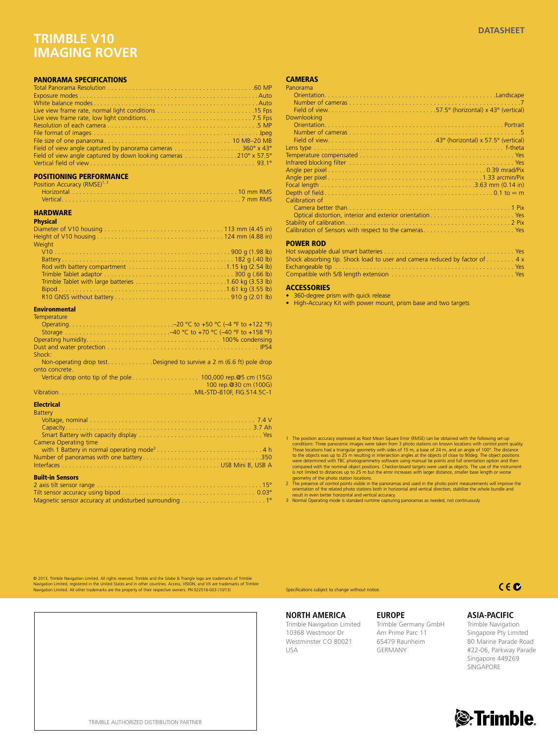# TRIMBLE V10 IMAGING ROVER

DATASHEET

## PANORAMA SPECIFICATIONS

| | |
|---|---|
| Total Panorama Resolution | 60 MP |
| Exposure modes | Auto |
| White balance modes | Auto |
| Live view frame rate, normal light conditions | 15 Fps |
| Live view frame rate, low light conditions | 7.5 Fps |
| Resolution of each camera | 5 MP |
| File format of images | Jpeg |
| File size of one panorama | 10 MB–20 MB |
| Field of view angle captured by panorama cameras | 360° x 43° |
| Field of view angle captured by down looking cameras | 210° x 57.5° |
| Vertical field of view | 93.1° |

## POSITIONING PERFORMANCE

Position Accuracy (RMSE)[1, 2]

| | |
|---|---|
| Horizontal | 10 mm RMS |
| Vertical | 7 mm RMS |

## HARDWARE

### Physical

| | |
|---|---|
| Diameter of V10 housing | 113 mm (4.45 in) |
| Height of V10 housing | 124 mm (4.88 in) |
| **Weight** | |
| V10 | 900 g (1.98 lb) |
| Battery | 182 g (.40 lb) |
| Rod with battery compartment | 1.15 kg (2.54 lb) |
| Trimble Tablet adaptor | 300 g (.66 lb) |
| Trimble Tablet with large batteries | 1.60 kg (3.53 lb) |
| Bipod | 1.61 kg (3.55 lb) |
| R10 GNSS without battery | 910 g (2.01 lb) |

### Environmental

| | |
|---|---|
| **Temperature** | |
| Operating | –20 °C to +50 °C (–4 °F to +122 °F) |
| Storage | –40 °C to +70 °C (–40 °F to +158 °F) |
| Operating humidity | 100% condensing |
| Dust and water protection | IP54 |
| **Shock:** | |
| Non-operating drop test | Designed to survive a 2 m (6.6 ft) pole drop onto concrete. |
| Vertical drop onto tip of the pole | 100,000 rep.@5 cm (15G); 100 rep.@30 cm (100G) |
| Vibration | MIL-STD-810F, FIG.514.5C-1 |

### Electrical

| | |
|---|---|
| **Battery** | |
| Voltage, nominal | 7.4 V |
| Capacity | 3.7 Ah |
| Smart Battery with capacity display | Yes |
| **Camera Operating time** | |
| with 1 Battery in normal operating mode[3] | 4 h |
| Number of panoramas with one battery | 350 |
| Interfaces | USB Mini B, USB A |

### Built-in Sensors

| | |
|---|---|
| 2 axis tilt sensor range | 15° |
| Tilt sensor accuracy using bipod | 0.03° |
| Magnetic sensor accuracy at undisturbed surrounding | 1° |

## CAMERAS

| | |
|---|---|
| **Panorama** | |
| Orientation | Landscape |
| Number of cameras | 7 |
| Field of view | 57.5° (horizontal) x 43° (vertical) |
| **Downlooking** | |
| Orientation | Portrait |
| Number of cameras | 5 |
| Field of view | 43° (horizontal) x 57.5° (vertical) |
| Lens type | f-theta |
| Temperature compensated | Yes |
| Infrared blocking filter | Yes |
| Angle per pixel | 0.39 mrad/Pix |
| Angle per pixel | 1.33 arcmin/Pix |
| Focal length | 3.63 mm (0.14 in) |
| Depth of field | 0.1 to ∞ m |
| **Calibration of** | |
| Camera better than | 1 Pix |
| Optical distortion, interior and exterior orientation | Yes |
| Stability of calibration | 2 Pix |
| Calibration of Sensors with respect to the cameras | Yes |

## POWER ROD

| | |
|---|---|
| Hot swappable dual smart batteries | Yes |
| Shock absorbing tip. Shock load to user and camera reduced by factor of | 4 x |
| Exchangeable tip | Yes |
| Compatible with 5/8 length extension | Yes |

## ACCESSORIES

- 360-degree prism with quick release
- High-Accuracy Kit with power mount, prism base and two targets

1 The position accuracy expressed as Root Mean Square Error (RMSE) can be obtained with the following set-up conditions: Three panoramic images were taken from 3 photo stations on known locations with control point quality. Those locations had a triangular geometry with sides of 15 m, a base of 24 m, and an angle of 100°. The distance to the objects was up to 25 m resulting in intersection angles at the objects of close to 90deg. The object positions were determined with TBC photogrammetry software using manual tie points and full orientation option and then compared with the nominal object positions. Checker-board targets were used as objects. The use of the instrument is not limited to distances up to 25 m but the error increases with larger distance, smaller base length or worse geometry of the photo station locations.

2 The presence of control points visible in the panoramas and used in the photo point measurements will improve the orientation of the related photo stations both in horizontal and vertical direction, stabilize the whole bundle and result in even better horizontal and vertical accuracy.

3 Normal Operating mode is standard runtime capturing panoramas as needed, not continuously.

© 2013, Trimble Navigation Limited. All rights reserved. Trimble and the Globe & Triangle logo are trademarks of Trimble Navigation Limited, registered in the United States and in other countries. Access, VISION, and VX are trademarks of Trimble Navigation Limited. All other trademarks are the property of their respective owners. PN 022516-003 (10/13)

Specifications subject to change without notice.

TRIMBLE AUTHORIZED DISTRIBUTION PARTNER

**NORTH AMERICA**
Trimble Navigation Limited
10368 Westmoor Dr
Westminster CO 80021
USA

**EUROPE**
Trimble Germany GmbH
Am Prime Parc 11
65479 Raunheim
GERMANY

**ASIA-PACIFIC**
Trimble Navigation
Singapore Pty Limited
80 Marine Parade Road
#22-06, Parkway Parade
Singapore 449269
SINGAPORE

Trimble.